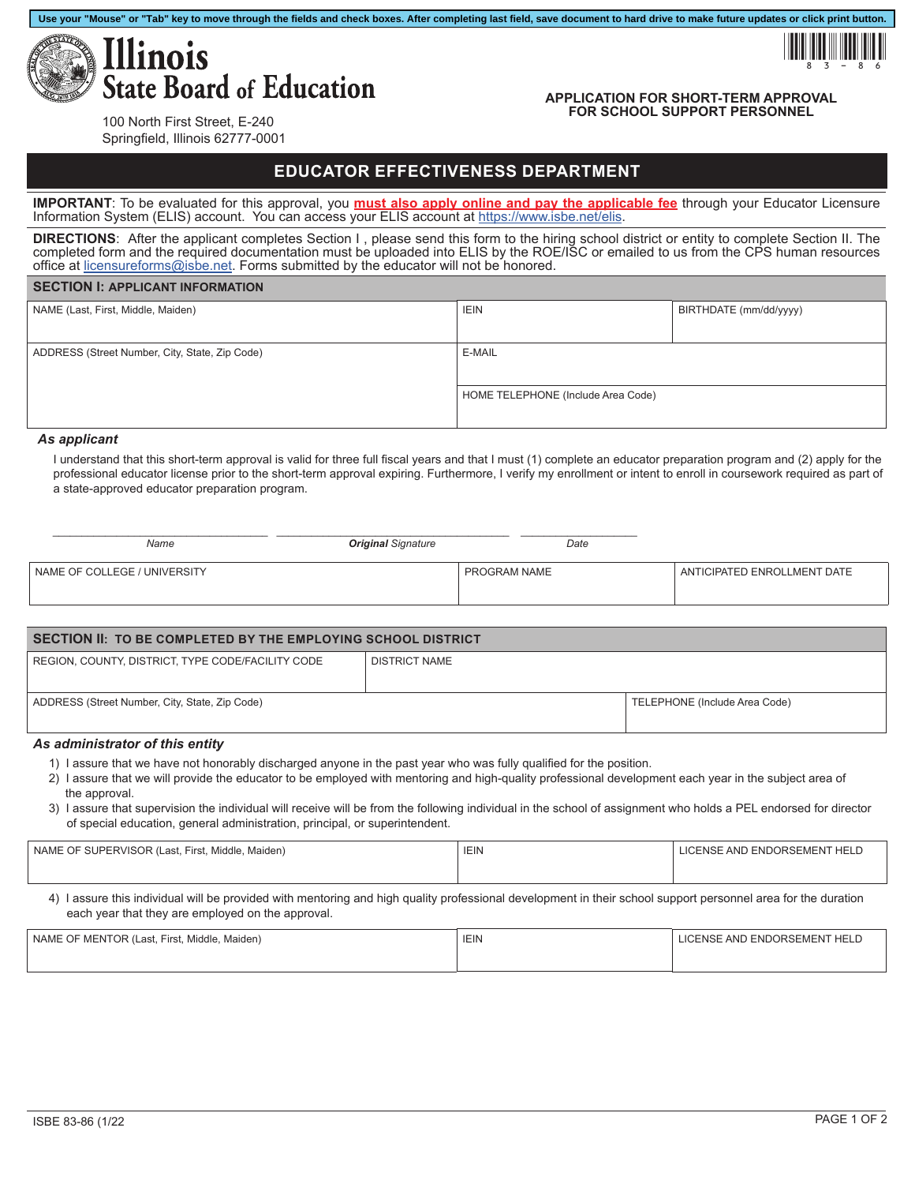Use your "Mouse" or "Tab" key to move through the fields and check boxes. After completing last field, save document to hard drive to make future updates or click print button.

# Illinois State Board of Education

100 North First Street, E-240
Springfield, Illinois 62777-0001

83-86

## APPLICATION FOR SHORT-TERM APPROVAL FOR SCHOOL SUPPORT PERSONNEL

## EDUCATOR EFFECTIVENESS DEPARTMENT

**IMPORTANT**: To be evaluated for this approval, you **must also apply online and pay the applicable fee** through your Educator Licensure Information System (ELIS) account. You can access your ELIS account at https://www.isbe.net/elis.

**DIRECTIONS**: After the applicant completes Section I , please send this form to the hiring school district or entity to complete Section II. The completed form and the required documentation must be uploaded into ELIS by the ROE/ISC or emailed to us from the CPS human resources office at licensureforms@isbe.net. Forms submitted by the educator will not be honored.

### SECTION I: APPLICANT INFORMATION

| NAME (Last, First, Middle, Maiden) | IEIN | BIRTHDATE (mm/dd/yyyy) |
|---|---|---|
| | | |

| ADDRESS (Street Number, City, State, Zip Code) | E-MAIL |
|---|---|
| | HOME TELEPHONE (Include Area Code) |

***As applicant***

I understand that this short-term approval is valid for three full fiscal years and that I must (1) complete an educator preparation program and (2) apply for the professional educator license prior to the short-term approval expiring. Furthermore, I verify my enrollment or intent to enroll in coursework required as part of a state-approved educator preparation program.

_______________________ _______________________ _______________
*Name* ***Original** Signature* *Date*

| NAME OF COLLEGE / UNIVERSITY | PROGRAM NAME | ANTICIPATED ENROLLMENT DATE |
|---|---|---|
| | | |

### SECTION II: TO BE COMPLETED BY THE EMPLOYING SCHOOL DISTRICT

| REGION, COUNTY, DISTRICT, TYPE CODE/FACILITY CODE | DISTRICT NAME |
|---|---|
| | |

| ADDRESS (Street Number, City, State, Zip Code) | TELEPHONE (Include Area Code) |
|---|---|
| | |

***As administrator of this entity***

1) I assure that we have not honorably discharged anyone in the past year who was fully qualified for the position.
2) I assure that we will provide the educator to be employed with mentoring and high-quality professional development each year in the subject area of the approval.
3) I assure that supervision the individual will receive will be from the following individual in the school of assignment who holds a PEL endorsed for director of special education, general administration, principal, or superintendent.

| NAME OF SUPERVISOR (Last, First, Middle, Maiden) | IEIN | LICENSE AND ENDORSEMENT HELD |
|---|---|---|
| | | |

4) I assure this individual will be provided with mentoring and high quality professional development in their school support personnel area for the duration each year that they are employed on the approval.

| NAME OF MENTOR (Last, First, Middle, Maiden) | IEIN | LICENSE AND ENDORSEMENT HELD |
|---|---|---|
| | | |

ISBE 83-86 (1/22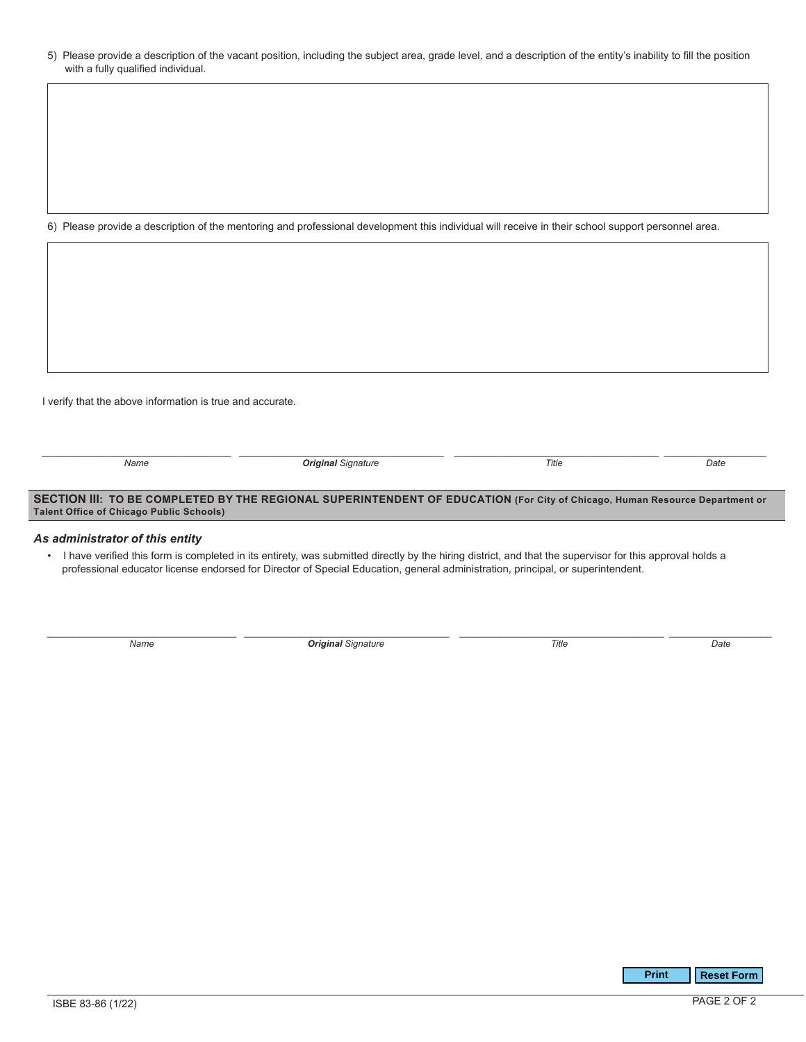5) Please provide a description of the vacant position, including the subject area, grade level, and a description of the entity's inability to fill the position with a fully qualified individual.

6) Please provide a description of the mentoring and professional development this individual will receive in their school support personnel area.

I verify that the above information is true and accurate.

| | | | |
|---|---|---|---|
| *Name* | ***Original** Signature* | *Title* | *Date* |

## SECTION III: TO BE COMPLETED BY THE REGIONAL SUPERINTENDENT OF EDUCATION (For City of Chicago, Human Resource Department or Talent Office of Chicago Public Schools)

***As administrator of this entity***

- I have verified this form is completed in its entirety, was submitted directly by the hiring district, and that the supervisor for this approval holds a professional educator license endorsed for Director of Special Education, general administration, principal, or superintendent.

| | | | |
|---|---|---|---|
| *Name* | ***Original** Signature* | *Title* | *Date* |

Print Reset Form

ISBE 83-86 (1/22)